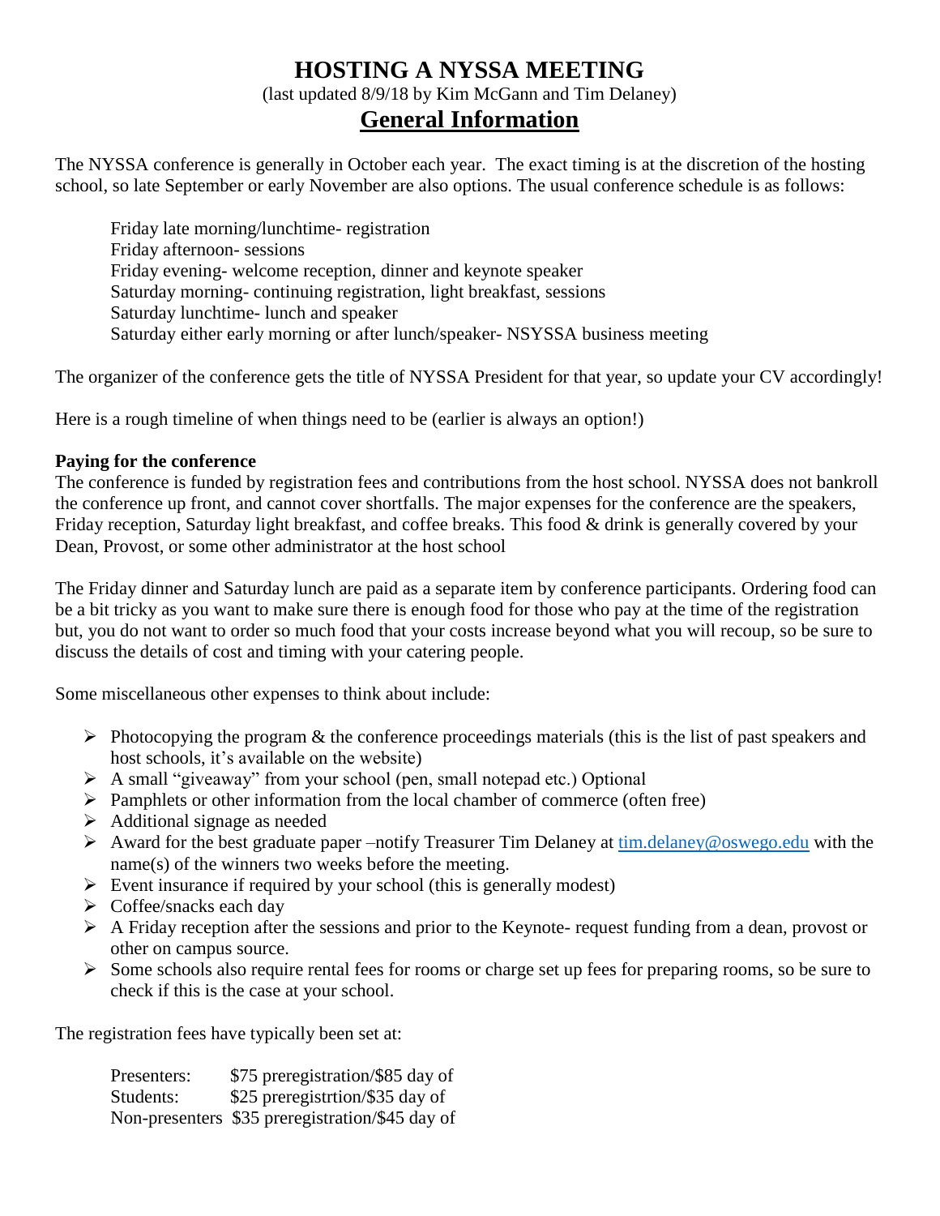# HOSTING A NYSSA MEETING

(last updated 8/9/18 by Kim McGann and Tim Delaney)

## General Information

The NYSSA conference is generally in October each year. The exact timing is at the discretion of the hosting school, so late September or early November are also options. The usual conference schedule is as follows:

Friday late morning/lunchtime- registration
Friday afternoon- sessions
Friday evening- welcome reception, dinner and keynote speaker
Saturday morning- continuing registration, light breakfast, sessions
Saturday lunchtime- lunch and speaker
Saturday either early morning or after lunch/speaker- NSYSSA business meeting

The organizer of the conference gets the title of NYSSA President for that year, so update your CV accordingly!

Here is a rough timeline of when things need to be (earlier is always an option!)

**Paying for the conference**

The conference is funded by registration fees and contributions from the host school. NYSSA does not bankroll the conference up front, and cannot cover shortfalls. The major expenses for the conference are the speakers, Friday reception, Saturday light breakfast, and coffee breaks. This food & drink is generally covered by your Dean, Provost, or some other administrator at the host school

The Friday dinner and Saturday lunch are paid as a separate item by conference participants. Ordering food can be a bit tricky as you want to make sure there is enough food for those who pay at the time of the registration but, you do not want to order so much food that your costs increase beyond what you will recoup, so be sure to discuss the details of cost and timing with your catering people.

Some miscellaneous other expenses to think about include:

- Photocopying the program & the conference proceedings materials (this is the list of past speakers and host schools, it's available on the website)
- A small "giveaway" from your school (pen, small notepad etc.) Optional
- Pamphlets or other information from the local chamber of commerce (often free)
- Additional signage as needed
- Award for the best graduate paper –notify Treasurer Tim Delaney at tim.delaney@oswego.edu with the name(s) of the winners two weeks before the meeting.
- Event insurance if required by your school (this is generally modest)
- Coffee/snacks each day
- A Friday reception after the sessions and prior to the Keynote- request funding from a dean, provost or other on campus source.
- Some schools also require rental fees for rooms or charge set up fees for preparing rooms, so be sure to check if this is the case at your school.

The registration fees have typically been set at:

Presenters: $75 preregistration/$85 day of
Students: $25 preregistrtion/$35 day of
Non-presenters $35 preregistration/$45 day of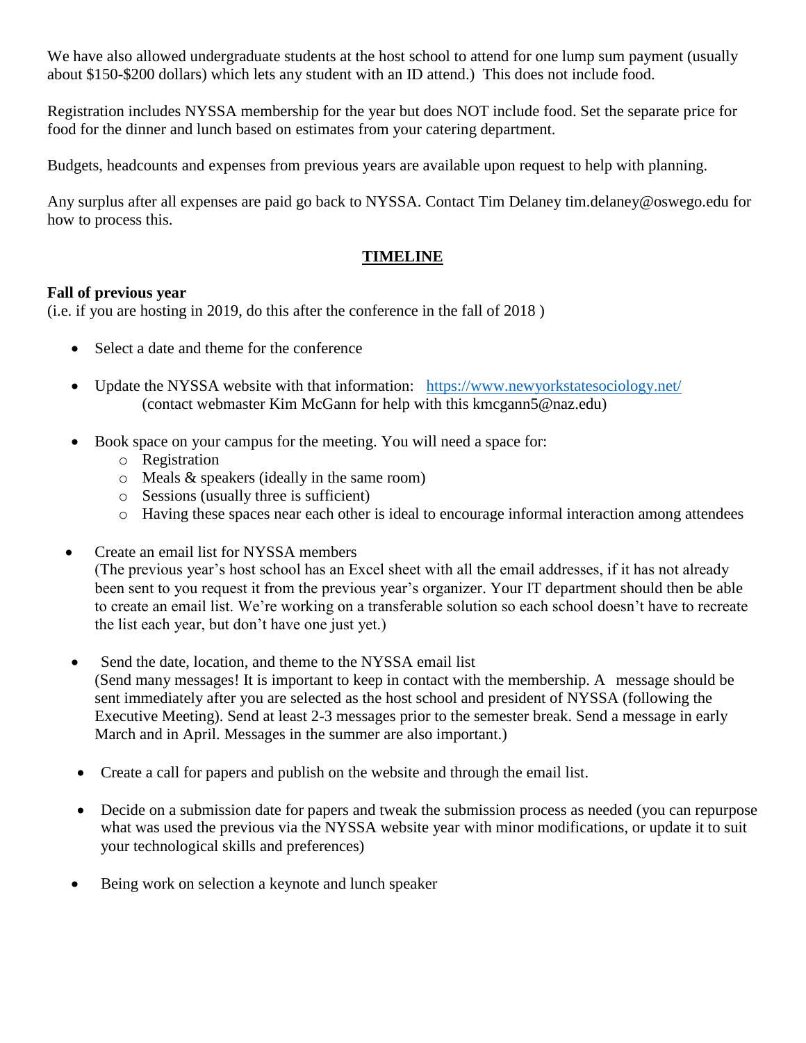We have also allowed undergraduate students at the host school to attend for one lump sum payment (usually about $150-$200 dollars) which lets any student with an ID attend.) This does not include food.

Registration includes NYSSA membership for the year but does NOT include food. Set the separate price for food for the dinner and lunch based on estimates from your catering department.

Budgets, headcounts and expenses from previous years are available upon request to help with planning.

Any surplus after all expenses are paid go back to NYSSA. Contact Tim Delaney tim.delaney@oswego.edu for how to process this.

## TIMELINE

**Fall of previous year**
(i.e. if you are hosting in 2019, do this after the conference in the fall of 2018 )

- Select a date and theme for the conference
- Update the NYSSA website with that information: https://www.newyorkstatesociology.net/
  (contact webmaster Kim McGann for help with this kmcgann5@naz.edu)
- Book space on your campus for the meeting. You will need a space for:
  - Registration
  - Meals & speakers (ideally in the same room)
  - Sessions (usually three is sufficient)
  - Having these spaces near each other is ideal to encourage informal interaction among attendees
- Create an email list for NYSSA members
  (The previous year's host school has an Excel sheet with all the email addresses, if it has not already been sent to you request it from the previous year's organizer. Your IT department should then be able to create an email list. We're working on a transferable solution so each school doesn't have to recreate the list each year, but don't have one just yet.)
- Send the date, location, and theme to the NYSSA email list
  (Send many messages! It is important to keep in contact with the membership. A message should be sent immediately after you are selected as the host school and president of NYSSA (following the Executive Meeting). Send at least 2-3 messages prior to the semester break. Send a message in early March and in April. Messages in the summer are also important.)
- Create a call for papers and publish on the website and through the email list.
- Decide on a submission date for papers and tweak the submission process as needed (you can repurpose what was used the previous via the NYSSA website year with minor modifications, or update it to suit your technological skills and preferences)
- Being work on selection a keynote and lunch speaker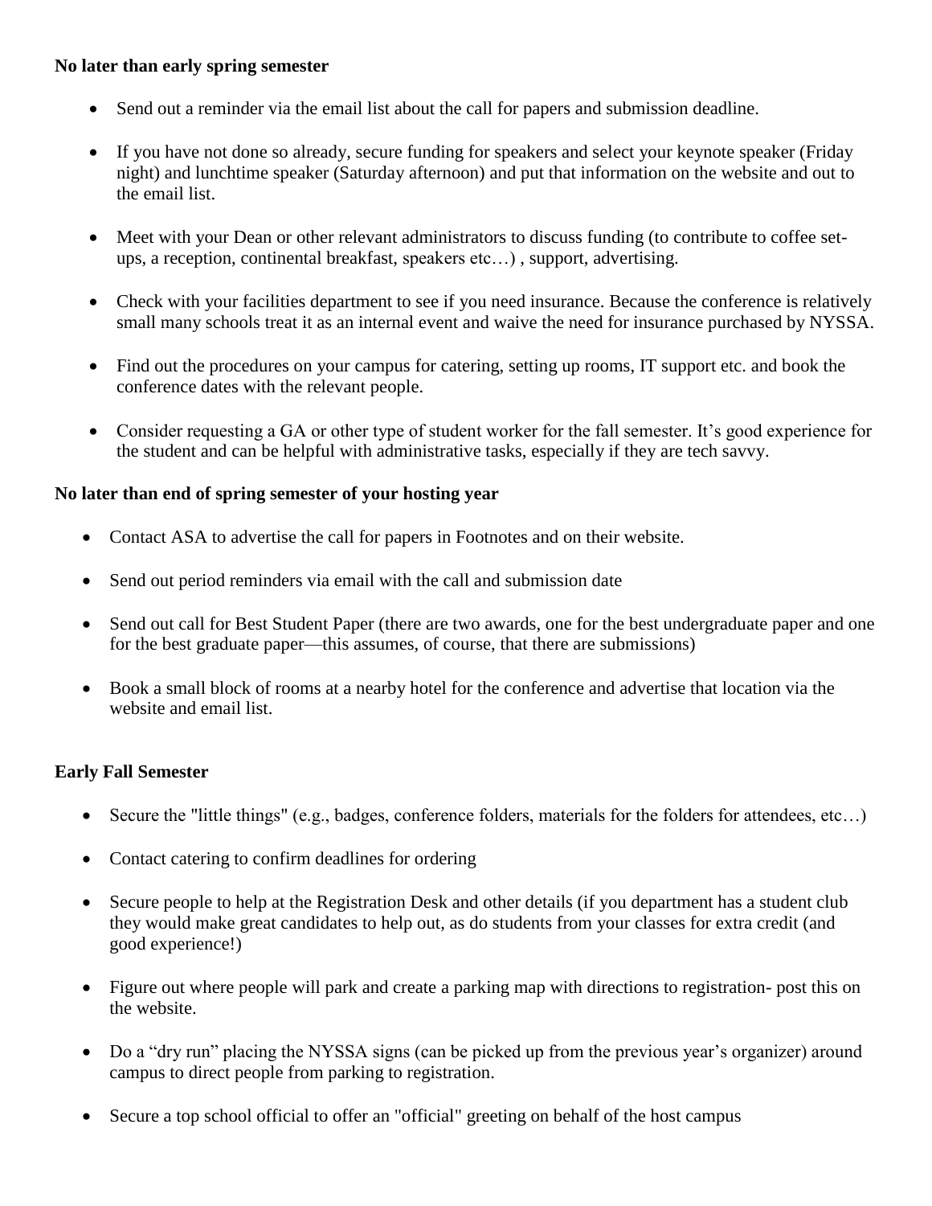**No later than early spring semester**

- Send out a reminder via the email list about the call for papers and submission deadline.
- If you have not done so already, secure funding for speakers and select your keynote speaker (Friday night) and lunchtime speaker (Saturday afternoon) and put that information on the website and out to the email list.
- Meet with your Dean or other relevant administrators to discuss funding (to contribute to coffee set-ups, a reception, continental breakfast, speakers etc…) , support, advertising.
- Check with your facilities department to see if you need insurance. Because the conference is relatively small many schools treat it as an internal event and waive the need for insurance purchased by NYSSA.
- Find out the procedures on your campus for catering, setting up rooms, IT support etc. and book the conference dates with the relevant people.
- Consider requesting a GA or other type of student worker for the fall semester. It's good experience for the student and can be helpful with administrative tasks, especially if they are tech savvy.

**No later than end of spring semester of your hosting year**

- Contact ASA to advertise the call for papers in Footnotes and on their website.
- Send out period reminders via email with the call and submission date
- Send out call for Best Student Paper (there are two awards, one for the best undergraduate paper and one for the best graduate paper—this assumes, of course, that there are submissions)
- Book a small block of rooms at a nearby hotel for the conference and advertise that location via the website and email list.

**Early Fall Semester**

- Secure the "little things" (e.g., badges, conference folders, materials for the folders for attendees, etc…)
- Contact catering to confirm deadlines for ordering
- Secure people to help at the Registration Desk and other details (if you department has a student club they would make great candidates to help out, as do students from your classes for extra credit (and good experience!)
- Figure out where people will park and create a parking map with directions to registration- post this on the website.
- Do a "dry run" placing the NYSSA signs (can be picked up from the previous year's organizer) around campus to direct people from parking to registration.
- Secure a top school official to offer an "official" greeting on behalf of the host campus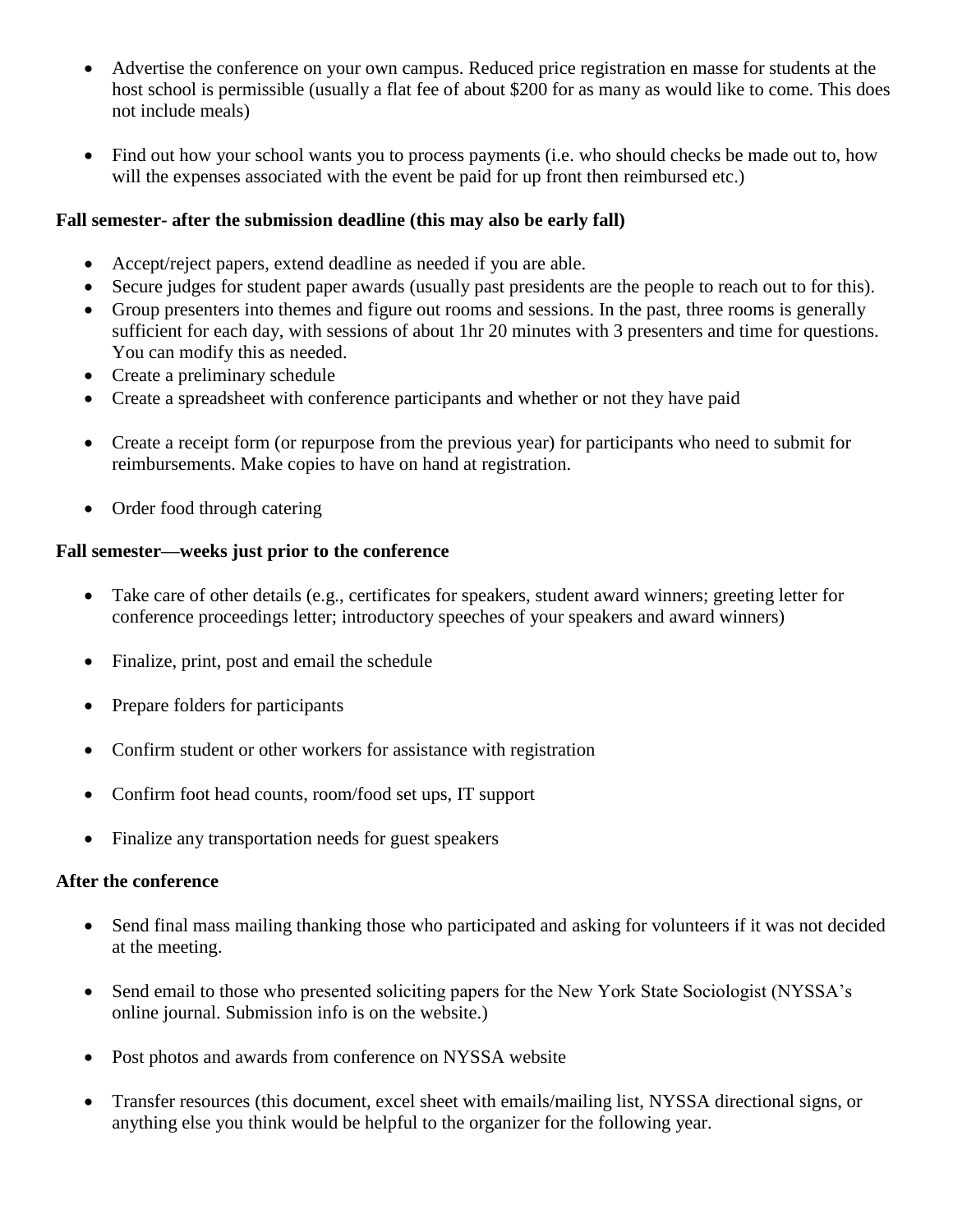- Advertise the conference on your own campus. Reduced price registration en masse for students at the host school is permissible (usually a flat fee of about $200 for as many as would like to come. This does not include meals)

- Find out how your school wants you to process payments (i.e. who should checks be made out to, how will the expenses associated with the event be paid for up front then reimbursed etc.)

**Fall semester- after the submission deadline (this may also be early fall)**

- Accept/reject papers, extend deadline as needed if you are able.
- Secure judges for student paper awards (usually past presidents are the people to reach out to for this).
- Group presenters into themes and figure out rooms and sessions. In the past, three rooms is generally sufficient for each day, with sessions of about 1hr 20 minutes with 3 presenters and time for questions. You can modify this as needed.
- Create a preliminary schedule
- Create a spreadsheet with conference participants and whether or not they have paid

- Create a receipt form (or repurpose from the previous year) for participants who need to submit for reimbursements. Make copies to have on hand at registration.

- Order food through catering

**Fall semester—weeks just prior to the conference**

- Take care of other details (e.g., certificates for speakers, student award winners; greeting letter for conference proceedings letter; introductory speeches of your speakers and award winners)

- Finalize, print, post and email the schedule

- Prepare folders for participants

- Confirm student or other workers for assistance with registration

- Confirm foot head counts, room/food set ups, IT support

- Finalize any transportation needs for guest speakers

**After the conference**

- Send final mass mailing thanking those who participated and asking for volunteers if it was not decided at the meeting.

- Send email to those who presented soliciting papers for the New York State Sociologist (NYSSA's online journal. Submission info is on the website.)

- Post photos and awards from conference on NYSSA website

- Transfer resources (this document, excel sheet with emails/mailing list, NYSSA directional signs, or anything else you think would be helpful to the organizer for the following year.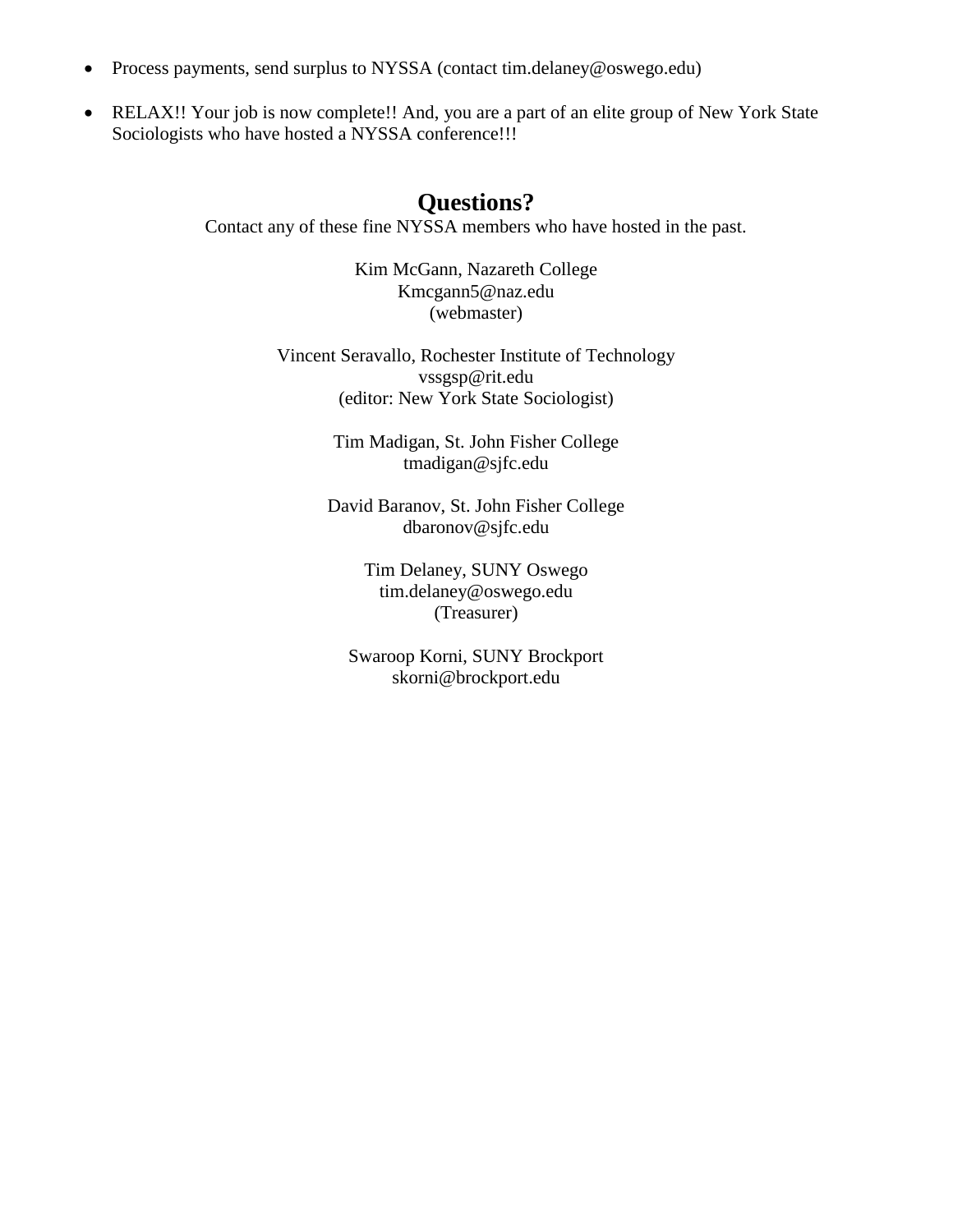- Process payments, send surplus to NYSSA (contact tim.delaney@oswego.edu)

- RELAX!! Your job is now complete!! And, you are a part of an elite group of New York State Sociologists who have hosted a NYSSA conference!!!

## Questions?

Contact any of these fine NYSSA members who have hosted in the past.

Kim McGann, Nazareth College
Kmcgann5@naz.edu
(webmaster)

Vincent Seravallo, Rochester Institute of Technology
vssgsp@rit.edu
(editor: New York State Sociologist)

Tim Madigan, St. John Fisher College
tmadigan@sjfc.edu

David Baranov, St. John Fisher College
dbaronov@sjfc.edu

Tim Delaney, SUNY Oswego
tim.delaney@oswego.edu
(Treasurer)

Swaroop Korni, SUNY Brockport
skorni@brockport.edu